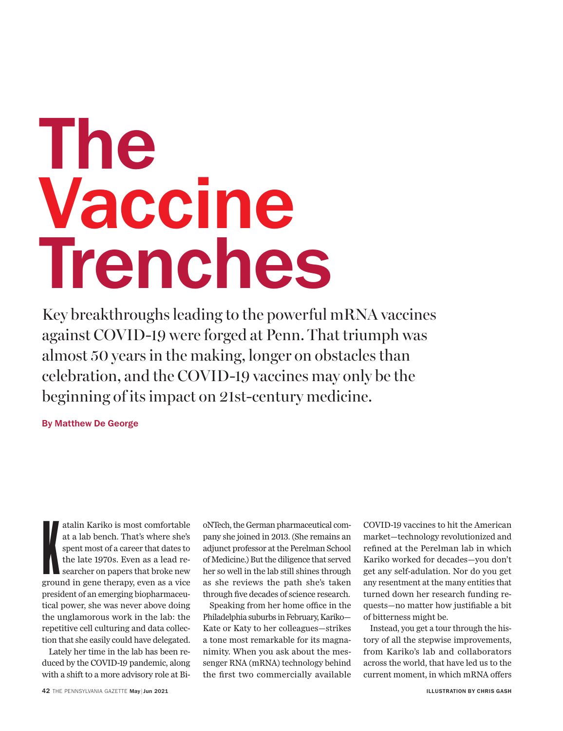# The Vaccine Trenches

Key breakthroughs leading to the powerful mRNA vaccines against COVID-19 were forged at Penn. That triumph was almost 50 years in the making, longer on obstacles than celebration, and the COVID-19 vaccines may only be the beginning of its impact on 21st-century medicine.

**By Matthew De George**

Katalin Kariko is most comfortable at a lab bench. That's where she's spent most of a career that dates to the late 1970s. Even as a lead researcher on papers that broke new ground in gene therapy, even as a vice president of an emerging biopharmaceutical power, she was never above doing the unglamorous work in the lab: the repetitive cell culturing and data collection that she easily could have delegated.

Lately her time in the lab has been reduced by the COVID-19 pandemic, along with a shift to a more advisory role at BioNTech, the German pharmaceutical company she joined in 2013. (She remains an adjunct professor at the Perelman School of Medicine.) But the diligence that served her so well in the lab still shines through as she reviews the path she's taken through five decades of science research.

Speaking from her home office in the Philadelphia suburbs in February, Kariko—Kate or Katy to her colleagues—strikes a tone most remarkable for its magnanimity. When you ask about the messenger RNA (mRNA) technology behind the first two commercially available COVID-19 vaccines to hit the American market—technology revolutionized and refined at the Perelman lab in which Kariko worked for decades—you don't get any self-adulation. Nor do you get any resentment at the many entities that turned down her research funding requests—no matter how justifiable a bit of bitterness might be.

Instead, you get a tour through the history of all the stepwise improvements, from Kariko's lab and collaborators across the world, that have led us to the current moment, in which mRNA offers

ILLUSTRATION BY CHRIS GASH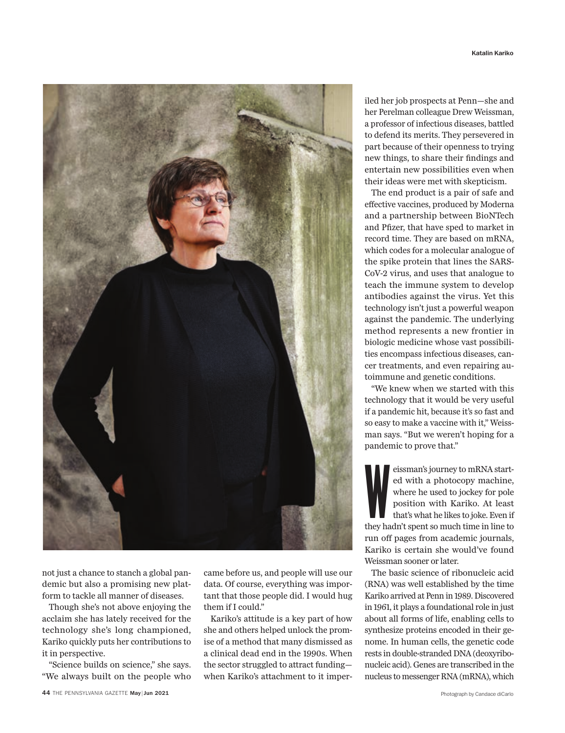not just a chance to stanch a global pandemic but also a promising new platform to tackle all manner of diseases.

Though she's not above enjoying the acclaim she has lately received for the technology she's long championed, Kariko quickly puts her contributions to it in perspective.

"Science builds on science," she says. "We always built on the people who came before us, and people will use our data. Of course, everything was important that those people did. I would hug them if I could."

Kariko's attitude is a key part of how she and others helped unlock the promise of a method that many dismissed as a clinical dead end in the 1990s. When the sector struggled to attract funding—when Kariko's attachment to it imperiled her job prospects at Penn—she and her Perelman colleague Drew Weissman, a professor of infectious diseases, battled to defend its merits. They persevered in part because of their openness to trying new things, to share their findings and entertain new possibilities even when their ideas were met with skepticism.

The end product is a pair of safe and effective vaccines, produced by Moderna and a partnership between BioNTech and Pfizer, that have sped to market in record time. They are based on mRNA, which codes for a molecular analogue of the spike protein that lines the SARS-CoV-2 virus, and uses that analogue to teach the immune system to develop antibodies against the virus. Yet this technology isn't just a powerful weapon against the pandemic. The underlying method represents a new frontier in biologic medicine whose vast possibilities encompass infectious diseases, cancer treatments, and even repairing autoimmune and genetic conditions.

"We knew when we started with this technology that it would be very useful if a pandemic hit, because it's so fast and so easy to make a vaccine with it," Weissman says. "But we weren't hoping for a pandemic to prove that."

Weissman's journey to mRNA started with a photocopy machine, where he used to jockey for pole position with Kariko. At least that's what he likes to joke. Even if they hadn't spent so much time in line to run off pages from academic journals, Kariko is certain she would've found Weissman sooner or later.

The basic science of ribonucleic acid (RNA) was well established by the time Kariko arrived at Penn in 1989. Discovered in 1961, it plays a foundational role in just about all forms of life, enabling cells to synthesize proteins encoded in their genome. In human cells, the genetic code rests in double-stranded DNA (deoxyribonucleic acid). Genes are transcribed in the nucleus to messenger RNA (mRNA), which

Photograph by Candace diCarlo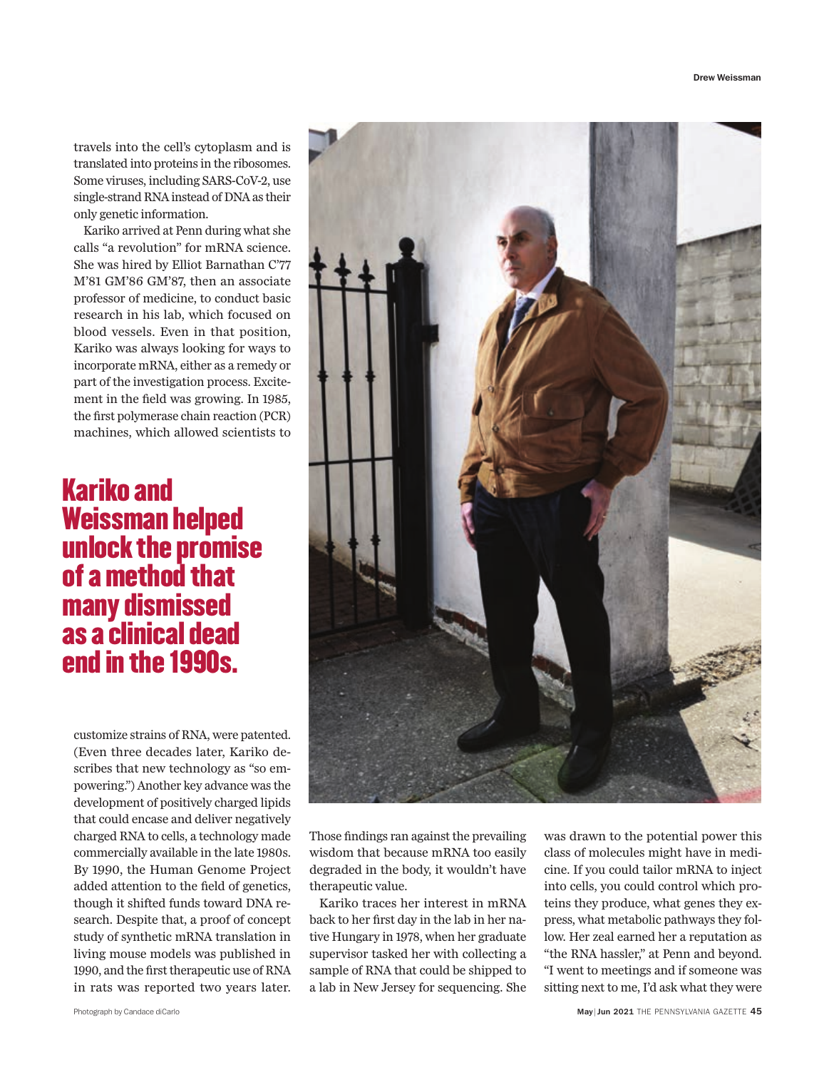travels into the cell's cytoplasm and is translated into proteins in the ribosomes. Some viruses, including SARS-CoV-2, use single-strand RNA instead of DNA as their only genetic information.

Kariko arrived at Penn during what she calls "a revolution" for mRNA science. She was hired by Elliot Barnathan C'77 M'81 GM'86 GM'87, then an associate professor of medicine, to conduct basic research in his lab, which focused on blood vessels. Even in that position, Kariko was always looking for ways to incorporate mRNA, either as a remedy or part of the investigation process. Excitement in the field was growing. In 1985, the first polymerase chain reaction (PCR) machines, which allowed scientists to customize strains of RNA, were patented. (Even three decades later, Kariko describes that new technology as "so empowering.") Another key advance was the development of positively charged lipids that could encase and deliver negatively charged RNA to cells, a technology made commercially available in the late 1980s. By 1990, the Human Genome Project added attention to the field of genetics, though it shifted funds toward DNA research. Despite that, a proof of concept study of synthetic mRNA translation in living mouse models was published in 1990, and the first therapeutic use of RNA in rats was reported two years later. Those findings ran against the prevailing wisdom that because mRNA too easily degraded in the body, it wouldn't have therapeutic value.

## Kariko and Weissman helped unlock the promise of a method that many dismissed as a clinical dead end in the 1990s.

Kariko traces her interest in mRNA back to her first day in the lab in her native Hungary in 1978, when her graduate supervisor tasked her with collecting a sample of RNA that could be shipped to a lab in New Jersey for sequencing. She was drawn to the potential power this class of molecules might have in medicine. If you could tailor mRNA to inject into cells, you could control which proteins they produce, what genes they express, what metabolic pathways they follow. Her zeal earned her a reputation as "the RNA hassler," at Penn and beyond. "I went to meetings and if someone was sitting next to me, I'd ask what they were

Photograph by Candace diCarlo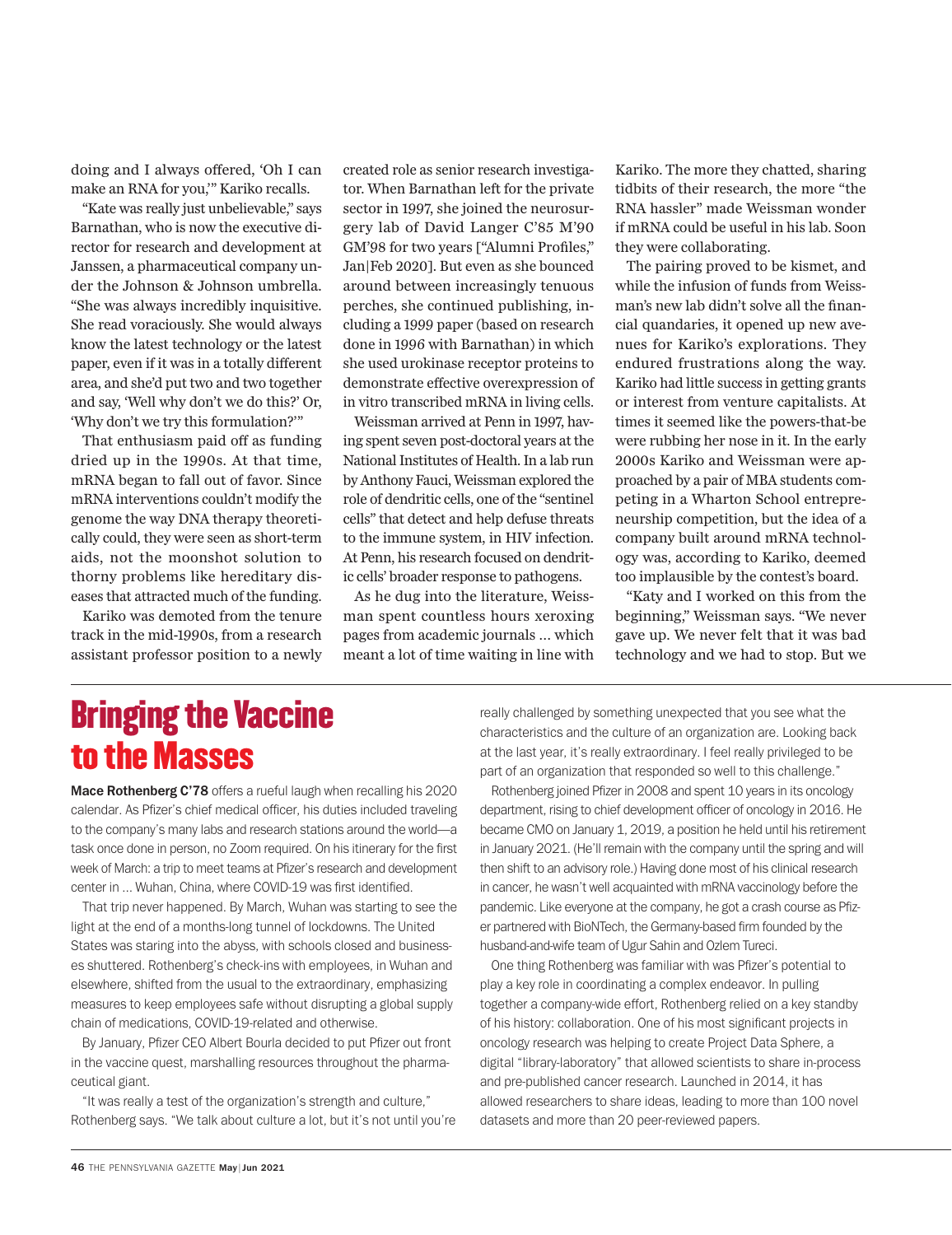doing and I always offered, 'Oh I can make an RNA for you,'" Kariko recalls.

"Kate was really just unbelievable," says Barnathan, who is now the executive director for research and development at Janssen, a pharmaceutical company under the Johnson & Johnson umbrella. "She was always incredibly inquisitive. She read voraciously. She would always know the latest technology or the latest paper, even if it was in a totally different area, and she'd put two and two together and say, 'Well why don't we do this?' Or, 'Why don't we try this formulation?'"

That enthusiasm paid off as funding dried up in the 1990s. At that time, mRNA began to fall out of favor. Since mRNA interventions couldn't modify the genome the way DNA therapy theoretically could, they were seen as short-term aids, not the moonshot solution to thorny problems like hereditary diseases that attracted much of the funding.

Kariko was demoted from the tenure track in the mid-1990s, from a research assistant professor position to a newly created role as senior research investigator. When Barnathan left for the private sector in 1997, she joined the neurosurgery lab of David Langer C'85 M'90 GM'98 for two years ["Alumni Profiles," Jan|Feb 2020]. But even as she bounced around between increasingly tenuous perches, she continued publishing, including a 1999 paper (based on research done in 1996 with Barnathan) in which she used urokinase receptor proteins to demonstrate effective overexpression of in vitro transcribed mRNA in living cells.

Weissman arrived at Penn in 1997, having spent seven post-doctoral years at the National Institutes of Health. In a lab run by Anthony Fauci, Weissman explored the role of dendritic cells, one of the "sentinel cells" that detect and help defuse threats to the immune system, in HIV infection. At Penn, his research focused on dendritic cells' broader response to pathogens.

As he dug into the literature, Weissman spent countless hours xeroxing pages from academic journals … which meant a lot of time waiting in line with Kariko. The more they chatted, sharing tidbits of their research, the more "the RNA hassler" made Weissman wonder if mRNA could be useful in his lab. Soon they were collaborating.

The pairing proved to be kismet, and while the infusion of funds from Weissman's new lab didn't solve all the financial quandaries, it opened up new avenues for Kariko's explorations. They endured frustrations along the way. Kariko had little success in getting grants or interest from venture capitalists. At times it seemed like the powers-that-be were rubbing her nose in it. In the early 2000s Kariko and Weissman were approached by a pair of MBA students competing in a Wharton School entrepreneurship competition, but the idea of a company built around mRNA technology was, according to Kariko, deemed too implausible by the contest's board.

"Katy and I worked on this from the beginning," Weissman says. "We never gave up. We never felt that it was bad technology and we had to stop. But we

## Bringing the Vaccine to the Masses

**Mace Rothenberg C'78** offers a rueful laugh when recalling his 2020 calendar. As Pfizer's chief medical officer, his duties included traveling to the company's many labs and research stations around the world—a task once done in person, no Zoom required. On his itinerary for the first week of March: a trip to meet teams at Pfizer's research and development center in … Wuhan, China, where COVID-19 was first identified.

That trip never happened. By March, Wuhan was starting to see the light at the end of a months-long tunnel of lockdowns. The United States was staring into the abyss, with schools closed and businesses shuttered. Rothenberg's check-ins with employees, in Wuhan and elsewhere, shifted from the usual to the extraordinary, emphasizing measures to keep employees safe without disrupting a global supply chain of medications, COVID-19-related and otherwise.

By January, Pfizer CEO Albert Bourla decided to put Pfizer out front in the vaccine quest, marshalling resources throughout the pharmaceutical giant.

"It was really a test of the organization's strength and culture," Rothenberg says. "We talk about culture a lot, but it's not until you're really challenged by something unexpected that you see what the characteristics and the culture of an organization are. Looking back at the last year, it's really extraordinary. I feel really privileged to be part of an organization that responded so well to this challenge."

Rothenberg joined Pfizer in 2008 and spent 10 years in its oncology department, rising to chief development officer of oncology in 2016. He became CMO on January 1, 2019, a position he held until his retirement in January 2021. (He'll remain with the company until the spring and will then shift to an advisory role.) Having done most of his clinical research in cancer, he wasn't well acquainted with mRNA vaccinology before the pandemic. Like everyone at the company, he got a crash course as Pfizer partnered with BioNTech, the Germany-based firm founded by the husband-and-wife team of Ugur Sahin and Ozlem Tureci.

One thing Rothenberg was familiar with was Pfizer's potential to play a key role in coordinating a complex endeavor. In pulling together a company-wide effort, Rothenberg relied on a key standby of his history: collaboration. One of his most significant projects in oncology research was helping to create Project Data Sphere, a digital "library-laboratory" that allowed scientists to share in-process and pre-published cancer research. Launched in 2014, it has allowed researchers to share ideas, leading to more than 100 novel datasets and more than 20 peer-reviewed papers.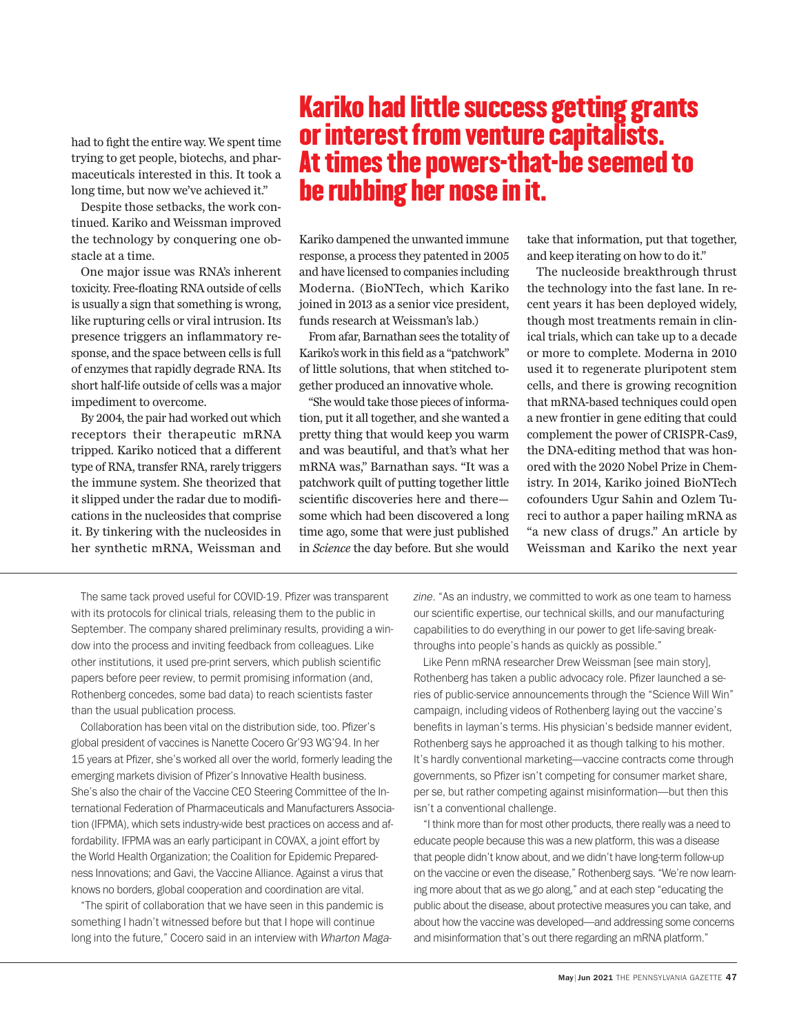had to fight the entire way. We spent time trying to get people, biotechs, and pharmaceuticals interested in this. It took a long time, but now we've achieved it."

Despite those setbacks, the work continued. Kariko and Weissman improved the technology by conquering one obstacle at a time.

One major issue was RNA's inherent toxicity. Free-floating RNA outside of cells is usually a sign that something is wrong, like rupturing cells or viral intrusion. Its presence triggers an inflammatory response, and the space between cells is full of enzymes that rapidly degrade RNA. Its short half-life outside of cells was a major impediment to overcome.

By 2004, the pair had worked out which receptors their therapeutic mRNA tripped. Kariko noticed that a different type of RNA, transfer RNA, rarely triggers the immune system. She theorized that it slipped under the radar due to modifications in the nucleosides that comprise it. By tinkering with the nucleosides in her synthetic mRNA, Weissman and Kariko dampened the unwanted immune response, a process they patented in 2005 and have licensed to companies including Moderna. (BioNTech, which Kariko joined in 2013 as a senior vice president, funds research at Weissman's lab.)

## Kariko had little success getting grants or interest from venture capitalists. At times the powers-that-be seemed to be rubbing her nose in it.

From afar, Barnathan sees the totality of Kariko's work in this field as a "patchwork" of little solutions, that when stitched together produced an innovative whole.

"She would take those pieces of information, put it all together, and she wanted a pretty thing that would keep you warm and was beautiful, and that's what her mRNA was," Barnathan says. "It was a patchwork quilt of putting together little scientific discoveries here and there—some which had been discovered a long time ago, some that were just published in *Science* the day before. But she would take that information, put that together, and keep iterating on how to do it."

The nucleoside breakthrough thrust the technology into the fast lane. In recent years it has been deployed widely, though most treatments remain in clinical trials, which can take up to a decade or more to complete. Moderna in 2010 used it to regenerate pluripotent stem cells, and there is growing recognition that mRNA-based techniques could open a new frontier in gene editing that could complement the power of CRISPR-Cas9, the DNA-editing method that was honored with the 2020 Nobel Prize in Chemistry. In 2014, Kariko joined BioNTech cofounders Ugur Sahin and Ozlem Tureci to author a paper hailing mRNA as "a new class of drugs." An article by Weissman and Kariko the next year

---

The same tack proved useful for COVID-19. Pfizer was transparent with its protocols for clinical trials, releasing them to the public in September. The company shared preliminary results, providing a window into the process and inviting feedback from colleagues. Like other institutions, it used pre-print servers, which publish scientific papers before peer review, to permit promising information (and, Rothenberg concedes, some bad data) to reach scientists faster than the usual publication process.

Collaboration has been vital on the distribution side, too. Pfizer's global president of vaccines is Nanette Cocero Gr'93 WG'94. In her 15 years at Pfizer, she's worked all over the world, formerly leading the emerging markets division of Pfizer's Innovative Health business. She's also the chair of the Vaccine CEO Steering Committee of the International Federation of Pharmaceuticals and Manufacturers Association (IFPMA), which sets industry-wide best practices on access and affordability. IFPMA was an early participant in COVAX, a joint effort by the World Health Organization; the Coalition for Epidemic Preparedness Innovations; and Gavi, the Vaccine Alliance. Against a virus that knows no borders, global cooperation and coordination are vital.

"The spirit of collaboration that we have seen in this pandemic is something I hadn't witnessed before but that I hope will continue long into the future," Cocero said in an interview with *Wharton Magazine*. "As an industry, we committed to work as one team to harness our scientific expertise, our technical skills, and our manufacturing capabilities to do everything in our power to get life-saving breakthroughs into people's hands as quickly as possible."

Like Penn mRNA researcher Drew Weissman [see main story], Rothenberg has taken a public advocacy role. Pfizer launched a series of public-service announcements through the "Science Will Win" campaign, including videos of Rothenberg laying out the vaccine's benefits in layman's terms. His physician's bedside manner evident, Rothenberg says he approached it as though talking to his mother. It's hardly conventional marketing—vaccine contracts come through governments, so Pfizer isn't competing for consumer market share, per se, but rather competing against misinformation—but then this isn't a conventional challenge.

"I think more than for most other products, there really was a need to educate people because this was a new platform, this was a disease that people didn't know about, and we didn't have long-term follow-up on the vaccine or even the disease," Rothenberg says. "We're now learning more about that as we go along," and at each step "educating the public about the disease, about protective measures you can take, and about how the vaccine was developed—and addressing some concerns and misinformation that's out there regarding an mRNA platform."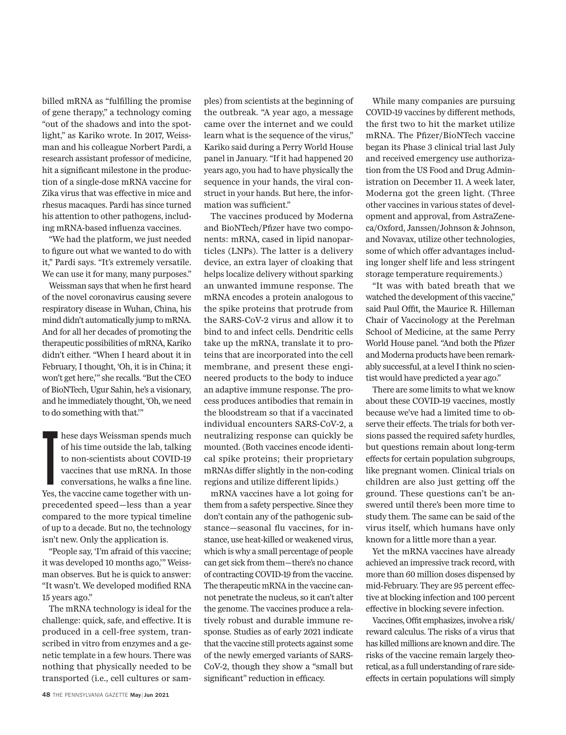billed mRNA as "fulfilling the promise of gene therapy," a technology coming "out of the shadows and into the spotlight," as Kariko wrote. In 2017, Weissman and his colleague Norbert Pardi, a research assistant professor of medicine, hit a significant milestone in the production of a single-dose mRNA vaccine for Zika virus that was effective in mice and rhesus macaques. Pardi has since turned his attention to other pathogens, including mRNA-based influenza vaccines.

"We had the platform, we just needed to figure out what we wanted to do with it," Pardi says. "It's extremely versatile. We can use it for many, many purposes."

Weissman says that when he first heard of the novel coronavirus causing severe respiratory disease in Wuhan, China, his mind didn't automatically jump to mRNA. And for all her decades of promoting the therapeutic possibilities of mRNA, Kariko didn't either. "When I heard about it in February, I thought, 'Oh, it is in China; it won't get here,'" she recalls. "But the CEO of BioNTech, Ugur Sahin, he's a visionary, and he immediately thought, 'Oh, we need to do something with that.'"

These days Weissman spends much of his time outside the lab, talking to non-scientists about COVID-19 vaccines that use mRNA. In those conversations, he walks a fine line. Yes, the vaccine came together with unprecedented speed—less than a year compared to the more typical timeline of up to a decade. But no, the technology isn't new. Only the application is.

"People say, 'I'm afraid of this vaccine; it was developed 10 months ago,'" Weissman observes. But he is quick to answer: "It wasn't. We developed modified RNA 15 years ago."

The mRNA technology is ideal for the challenge: quick, safe, and effective. It is produced in a cell-free system, transcribed in vitro from enzymes and a genetic template in a few hours. There was nothing that physically needed to be transported (i.e., cell cultures or samples) from scientists at the beginning of the outbreak. "A year ago, a message came over the internet and we could learn what is the sequence of the virus," Kariko said during a Perry World House panel in January. "If it had happened 20 years ago, you had to have physically the sequence in your hands, the viral construct in your hands. But here, the information was sufficient."

The vaccines produced by Moderna and BioNTech/Pfizer have two components: mRNA, cased in lipid nanoparticles (LNPs). The latter is a delivery device, an extra layer of cloaking that helps localize delivery without sparking an unwanted immune response. The mRNA encodes a protein analogous to the spike proteins that protrude from the SARS-CoV-2 virus and allow it to bind to and infect cells. Dendritic cells take up the mRNA, translate it to proteins that are incorporated into the cell membrane, and present these engineered products to the body to induce an adaptive immune response. The process produces antibodies that remain in the bloodstream so that if a vaccinated individual encounters SARS-CoV-2, a neutralizing response can quickly be mounted. (Both vaccines encode identical spike proteins; their proprietary mRNAs differ slightly in the non-coding regions and utilize different lipids.)

mRNA vaccines have a lot going for them from a safety perspective. Since they don't contain any of the pathogenic substance—seasonal flu vaccines, for instance, use heat-killed or weakened virus, which is why a small percentage of people can get sick from them—there's no chance of contracting COVID-19 from the vaccine. The therapeutic mRNA in the vaccine cannot penetrate the nucleus, so it can't alter the genome. The vaccines produce a relatively robust and durable immune response. Studies as of early 2021 indicate that the vaccine still protects against some of the newly emerged variants of SARS-CoV-2, though they show a "small but significant" reduction in efficacy.

While many companies are pursuing COVID-19 vaccines by different methods, the first two to hit the market utilize mRNA. The Pfizer/BioNTech vaccine began its Phase 3 clinical trial last July and received emergency use authorization from the US Food and Drug Administration on December 11. A week later, Moderna got the green light. (Three other vaccines in various states of development and approval, from AstraZeneca/Oxford, Janssen/Johnson & Johnson, and Novavax, utilize other technologies, some of which offer advantages including longer shelf life and less stringent storage temperature requirements.)

"It was with bated breath that we watched the development of this vaccine," said Paul Offit, the Maurice R. Hilleman Chair of Vaccinology at the Perelman School of Medicine, at the same Perry World House panel. "And both the Pfizer and Moderna products have been remarkably successful, at a level I think no scientist would have predicted a year ago."

There are some limits to what we know about these COVID-19 vaccines, mostly because we've had a limited time to observe their effects. The trials for both versions passed the required safety hurdles, but questions remain about long-term effects for certain population subgroups, like pregnant women. Clinical trials on children are also just getting off the ground. These questions can't be answered until there's been more time to study them. The same can be said of the virus itself, which humans have only known for a little more than a year.

Yet the mRNA vaccines have already achieved an impressive track record, with more than 60 million doses dispensed by mid-February. They are 95 percent effective at blocking infection and 100 percent effective in blocking severe infection.

Vaccines, Offit emphasizes, involve a risk/reward calculus. The risks of a virus that has killed millions are known and dire. The risks of the vaccine remain largely theoretical, as a full understanding of rare side-effects in certain populations will simply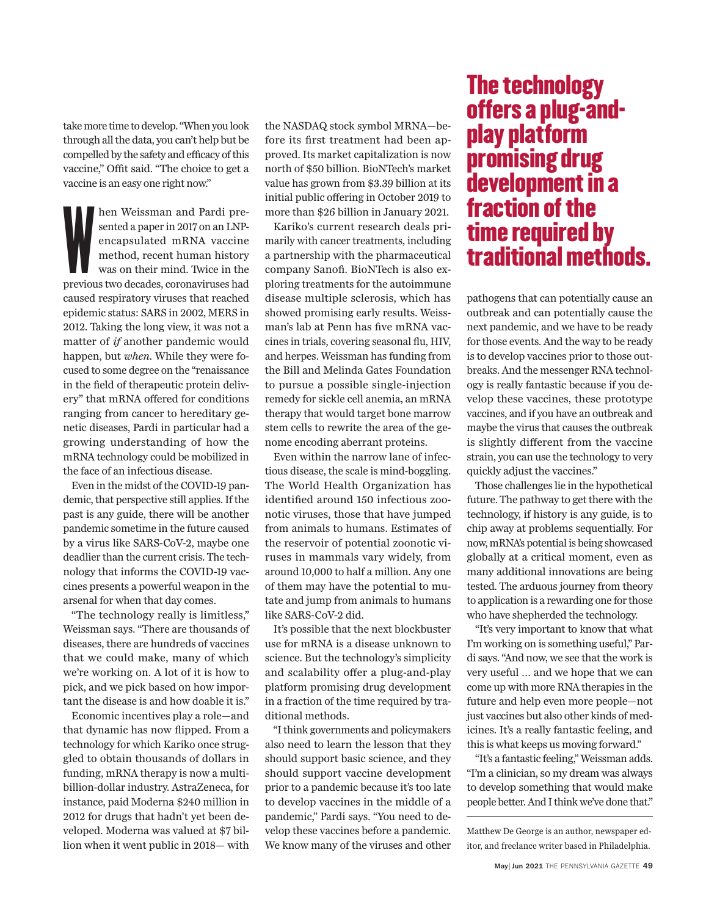take more time to develop. "When you look through all the data, you can't help but be compelled by the safety and efficacy of this vaccine," Offit said. "The choice to get a vaccine is an easy one right now."

When Weissman and Pardi presented a paper in 2017 on an LNP-encapsulated mRNA vaccine method, recent human history was on their mind. Twice in the previous two decades, coronaviruses had caused respiratory viruses that reached epidemic status: SARS in 2002, MERS in 2012. Taking the long view, it was not a matter of *if* another pandemic would happen, but *when*. While they were focused to some degree on the "renaissance in the field of therapeutic protein delivery" that mRNA offered for conditions ranging from cancer to hereditary genetic diseases, Pardi in particular had a growing understanding of how the mRNA technology could be mobilized in the face of an infectious disease.

Even in the midst of the COVID-19 pandemic, that perspective still applies. If the past is any guide, there will be another pandemic sometime in the future caused by a virus like SARS-CoV-2, maybe one deadlier than the current crisis. The technology that informs the COVID-19 vaccines presents a powerful weapon in the arsenal for when that day comes.

"The technology really is limitless," Weissman says. "There are thousands of diseases, there are hundreds of vaccines that we could make, many of which we're working on. A lot of it is how to pick, and we pick based on how important the disease is and how doable it is."

Economic incentives play a role—and that dynamic has now flipped. From a technology for which Kariko once struggled to obtain thousands of dollars in funding, mRNA therapy is now a multibillion-dollar industry. AstraZeneca, for instance, paid Moderna $240 million in 2012 for drugs that hadn't yet been developed. Moderna was valued at $7 billion when it went public in 2018— with the NASDAQ stock symbol MRNA—before its first treatment had been approved. Its market capitalization is now north of $50 billion. BioNTech's market value has grown from $3.39 billion at its initial public offering in October 2019 to more than $26 billion in January 2021.

Kariko's current research deals primarily with cancer treatments, including a partnership with the pharmaceutical company Sanofi. BioNTech is also exploring treatments for the autoimmune disease multiple sclerosis, which has showed promising early results. Weissman's lab at Penn has five mRNA vaccines in trials, covering seasonal flu, HIV, and herpes. Weissman has funding from the Bill and Melinda Gates Foundation to pursue a possible single-injection remedy for sickle cell anemia, an mRNA therapy that would target bone marrow stem cells to rewrite the area of the genome encoding aberrant proteins.

Even within the narrow lane of infectious disease, the scale is mind-boggling. The World Health Organization has identified around 150 infectious zoonotic viruses, those that have jumped from animals to humans. Estimates of the reservoir of potential zoonotic viruses in mammals vary widely, from around 10,000 to half a million. Any one of them may have the potential to mutate and jump from animals to humans like SARS-CoV-2 did.

It's possible that the next blockbuster use for mRNA is a disease unknown to science. But the technology's simplicity and scalability offer a plug-and-play platform promising drug development in a fraction of the time required by traditional methods.

"I think governments and policymakers also need to learn the lesson that they should support basic science, and they should support vaccine development prior to a pandemic because it's too late to develop vaccines in the middle of a pandemic," Pardi says. "You need to develop these vaccines before a pandemic. We know many of the viruses and other pathogens that can potentially cause an outbreak and can potentially cause the next pandemic, and we have to be ready for those events. And the way to be ready is to develop vaccines prior to those outbreaks. And the messenger RNA technology is really fantastic because if you develop these vaccines, these prototype vaccines, and if you have an outbreak and maybe the virus that causes the outbreak is slightly different from the vaccine strain, you can use the technology to very quickly adjust the vaccines."

**The technology offers a plug-and-play platform promising drug development in a fraction of the time required by traditional methods.**

Those challenges lie in the hypothetical future. The pathway to get there with the technology, if history is any guide, is to chip away at problems sequentially. For now, mRNA's potential is being showcased globally at a critical moment, even as many additional innovations are being tested. The arduous journey from theory to application is a rewarding one for those who have shepherded the technology.

"It's very important to know that what I'm working on is something useful," Pardi says. "And now, we see that the work is very useful … and we hope that we can come up with more RNA therapies in the future and help even more people—not just vaccines but also other kinds of medicines. It's a really fantastic feeling, and this is what keeps us moving forward."

"It's a fantastic feeling," Weissman adds. "I'm a clinician, so my dream was always to develop something that would make people better. And I think we've done that."

---

Matthew De George is an author, newspaper editor, and freelance writer based in Philadelphia.